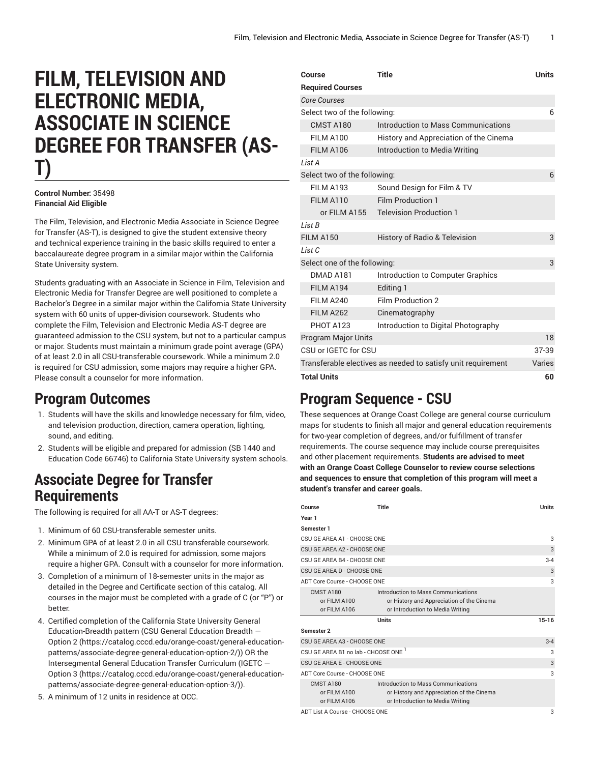# FILM, TELEVISION AND ELECTRONIC MEDIA, ASSOCIATE IN SCIENCE DEGREE FOR TRANSFER (AS-T)

**Control Number:** 35498
**Financial Aid Eligible**

The Film, Television, and Electronic Media Associate in Science Degree for Transfer (AS-T), is designed to give the student extensive theory and technical experience training in the basic skills required to enter a baccalaureate degree program in a similar major within the California State University system.

Students graduating with an Associate in Science in Film, Television and Electronic Media for Transfer Degree are well positioned to complete a Bachelor's Degree in a similar major within the California State University system with 60 units of upper-division coursework. Students who complete the Film, Television and Electronic Media AS-T degree are guaranteed admission to the CSU system, but not to a particular campus or major. Students must maintain a minimum grade point average (GPA) of at least 2.0 in all CSU-transferable coursework. While a minimum 2.0 is required for CSU admission, some majors may require a higher GPA. Please consult a counselor for more information.

## Program Outcomes

1. Students will have the skills and knowledge necessary for film, video, and television production, direction, camera operation, lighting, sound, and editing.
2. Students will be eligible and prepared for admission (SB 1440 and Education Code 66746) to California State University system schools.

## Associate Degree for Transfer Requirements

The following is required for all AA-T or AS-T degrees:

1. Minimum of 60 CSU-transferable semester units.
2. Minimum GPA of at least 2.0 in all CSU transferable coursework. While a minimum of 2.0 is required for admission, some majors require a higher GPA. Consult with a counselor for more information.
3. Completion of a minimum of 18-semester units in the major as detailed in the Degree and Certificate section of this catalog. All courses in the major must be completed with a grade of C (or "P") or better.
4. Certified completion of the California State University General Education-Breadth pattern (CSU General Education Breadth — Option 2 (https://catalog.cccd.edu/orange-coast/general-education-patterns/associate-degree-general-education-option-2/)) OR the Intersegmental General Education Transfer Curriculum (IGETC — Option 3 (https://catalog.cccd.edu/orange-coast/general-education-patterns/associate-degree-general-education-option-3/)).
5. A minimum of 12 units in residence at OCC.

| Course | Title | Units |
|---|---|---|
| **Required Courses** | | |
| *Core Courses* | | |
| Select two of the following: | | 6 |
| CMST A180 | Introduction to Mass Communications | |
| FILM A100 | History and Appreciation of the Cinema | |
| FILM A106 | Introduction to Media Writing | |
| *List A* | | |
| Select two of the following: | | 6 |
| FILM A193 | Sound Design for Film & TV | |
| FILM A110 | Film Production 1 | |
| or FILM A155 | Television Production 1 | |
| *List B* | | |
| FILM A150 | History of Radio & Television | 3 |
| *List C* | | |
| Select one of the following: | | 3 |
| DMAD A181 | Introduction to Computer Graphics | |
| FILM A194 | Editing 1 | |
| FILM A240 | Film Production 2 | |
| FILM A262 | Cinematography | |
| PHOT A123 | Introduction to Digital Photography | |
| Program Major Units | | 18 |
| CSU or IGETC for CSU | | 37-39 |
| Transferable electives as needed to satisfy unit requirement | | Varies |
| **Total Units** | | **60** |

## Program Sequence - CSU

These sequences at Orange Coast College are general course curriculum maps for students to finish all major and general education requirements for two-year completion of degrees, and/or fulfillment of transfer requirements. The course sequence may include course prerequisites and other placement requirements. **Students are advised to meet with an Orange Coast College Counselor to review course selections and sequences to ensure that completion of this program will meet a student's transfer and career goals.**

| Course | Title | Units |
|---|---|---|
| **Year 1** | | |
| **Semester 1** | | |
| CSU GE AREA A1 - CHOOSE ONE | | 3 |
| CSU GE AREA A2 - CHOOSE ONE | | 3 |
| CSU GE AREA B4 - CHOOSE ONE | | 3-4 |
| CSU GE AREA D - CHOOSE ONE | | 3 |
| ADT Core Course - CHOOSE ONE | | 3 |
| CMST A180<br>or FILM A100<br>or FILM A106 | Introduction to Mass Communications<br>or History and Appreciation of the Cinema<br>or Introduction to Media Writing | |
| | **Units** | **15-16** |
| **Semester 2** | | |
| CSU GE AREA A3 - CHOOSE ONE | | 3-4 |
| CSU GE AREA B1 no lab - CHOOSE ONE [1] | | 3 |
| CSU GE AREA E - CHOOSE ONE | | 3 |
| ADT Core Course - CHOOSE ONE | | 3 |
| CMST A180<br>or FILM A100<br>or FILM A106 | Introduction to Mass Communications<br>or History and Appreciation of the Cinema<br>or Introduction to Media Writing | |
| ADT List A Course - CHOOSE ONE | | 3 |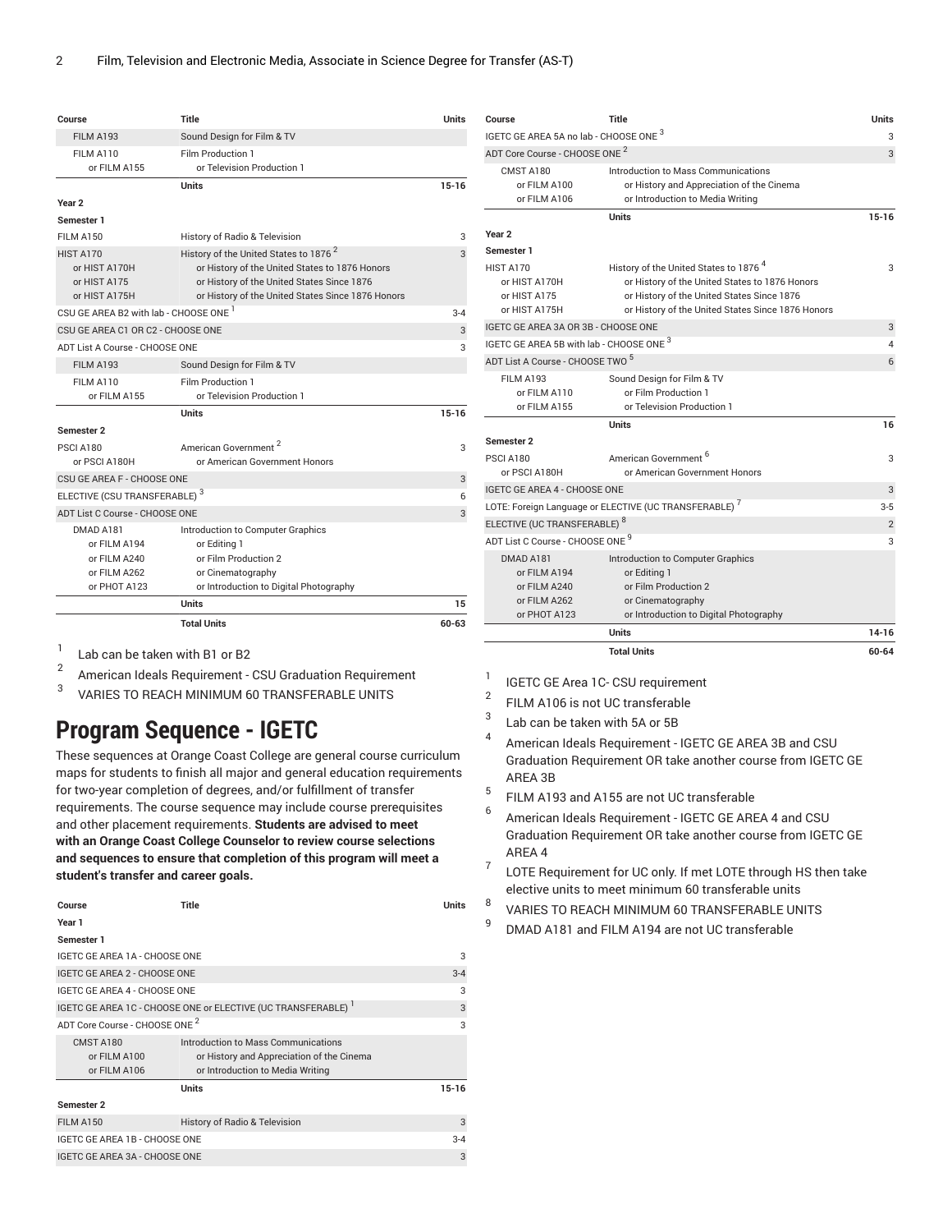| Course | Title | Units |
| --- | --- | --- |
| FILM A193 | Sound Design for Film & TV | |
| FILM A110 or FILM A155 | Film Production 1 or Television Production 1 | |
| | Units | 15-16 |
| **Year 2** | | |
| **Semester 1** | | |
| FILM A150 | History of Radio & Television | 3 |
| HIST A170 or HIST A170H or HIST A175 or HIST A175H | History of the United States to 1876 [2] or History of the United States to 1876 Honors or History of the United States Since 1876 or History of the United States Since 1876 Honors | 3 |
| CSU GE AREA B2 with lab - CHOOSE ONE [1] | | 3-4 |
| CSU GE AREA C1 OR C2 - CHOOSE ONE | | 3 |
| ADT List A Course - CHOOSE ONE | | 3 |
| FILM A193 | Sound Design for Film & TV | |
| FILM A110 or FILM A155 | Film Production 1 or Television Production 1 | |
| | Units | 15-16 |
| **Semester 2** | | |
| PSCI A180 or PSCI A180H | American Government [2] or American Government Honors | 3 |
| CSU GE AREA F - CHOOSE ONE | | 3 |
| ELECTIVE (CSU TRANSFERABLE) [3] | | 6 |
| ADT List C Course - CHOOSE ONE | | 3 |
| DMAD A181 or FILM A194 or FILM A240 or FILM A262 or PHOT A123 | Introduction to Computer Graphics or Editing 1 or Film Production 2 or Cinematography or Introduction to Digital Photography | |
| | Units | 15 |
| | Total Units | 60-63 |

1. Lab can be taken with B1 or B2
2. American Ideals Requirement - CSU Graduation Requirement
3. VARIES TO REACH MINIMUM 60 TRANSFERABLE UNITS

# Program Sequence - IGETC

These sequences at Orange Coast College are general course curriculum maps for students to finish all major and general education requirements for two-year completion of degrees, and/or fulfillment of transfer requirements. The course sequence may include course prerequisites and other placement requirements. **Students are advised to meet with an Orange Coast College Counselor to review course selections and sequences to ensure that completion of this program will meet a student's transfer and career goals.**

| Course | Title | Units |
| --- | --- | --- |
| **Year 1** | | |
| **Semester 1** | | |
| IGETC GE AREA 1A - CHOOSE ONE | | 3 |
| IGETC GE AREA 2 - CHOOSE ONE | | 3-4 |
| IGETC GE AREA 4 - CHOOSE ONE | | 3 |
| IGETC GE AREA 1C - CHOOSE ONE or ELECTIVE (UC TRANSFERABLE) [1] | | 3 |
| ADT Core Course - CHOOSE ONE [2] | | 3 |
| CMST A180 or FILM A100 or FILM A106 | Introduction to Mass Communications or History and Appreciation of the Cinema or Introduction to Media Writing | |
| | Units | 15-16 |
| **Semester 2** | | |
| FILM A150 | History of Radio & Television | 3 |
| IGETC GE AREA 1B - CHOOSE ONE | | 3-4 |
| IGETC GE AREA 3A - CHOOSE ONE | | 3 |
| IGETC GE AREA 5A no lab - CHOOSE ONE [3] | | 3 |
| ADT Core Course - CHOOSE ONE [2] | | 3 |
| CMST A180 or FILM A100 or FILM A106 | Introduction to Mass Communications or History and Appreciation of the Cinema or Introduction to Media Writing | |
| | Units | 15-16 |
| **Year 2** | | |
| **Semester 1** | | |
| HIST A170 or HIST A170H or HIST A175 or HIST A175H | History of the United States to 1876 [4] or History of the United States to 1876 Honors or History of the United States Since 1876 or History of the United States Since 1876 Honors | 3 |
| IGETC GE AREA 3A OR 3B - CHOOSE ONE | | 3 |
| IGETC GE AREA 5B with lab - CHOOSE ONE [3] | | 4 |
| ADT List A Course - CHOOSE TWO [5] | | 6 |
| FILM A193 or FILM A110 or FILM A155 | Sound Design for Film & TV or Film Production 1 or Television Production 1 | |
| | Units | 16 |
| **Semester 2** | | |
| PSCI A180 or PSCI A180H | American Government [6] or American Government Honors | 3 |
| IGETC GE AREA 4 - CHOOSE ONE | | 3 |
| LOTE: Foreign Language or ELECTIVE (UC TRANSFERABLE) [7] | | 3-5 |
| ELECTIVE (UC TRANSFERABLE) [8] | | 2 |
| ADT List C Course - CHOOSE ONE [9] | | 3 |
| DMAD A181 or FILM A194 or FILM A240 or FILM A262 or PHOT A123 | Introduction to Computer Graphics or Editing 1 or Film Production 2 or Cinematography or Introduction to Digital Photography | |
| | Units | 14-16 |
| | Total Units | 60-64 |

1. IGETC GE Area 1C- CSU requirement
2. FILM A106 is not UC transferable
3. Lab can be taken with 5A or 5B
4. American Ideals Requirement - IGETC GE AREA 3B and CSU Graduation Requirement OR take another course from IGETC GE AREA 3B
5. FILM A193 and A155 are not UC transferable
6. American Ideals Requirement - IGETC GE AREA 4 and CSU Graduation Requirement OR take another course from IGETC GE AREA 4
7. LOTE Requirement for UC only. If met LOTE through HS then take elective units to meet minimum 60 transferable units
8. VARIES TO REACH MINIMUM 60 TRANSFERABLE UNITS
9. DMAD A181 and FILM A194 are not UC transferable